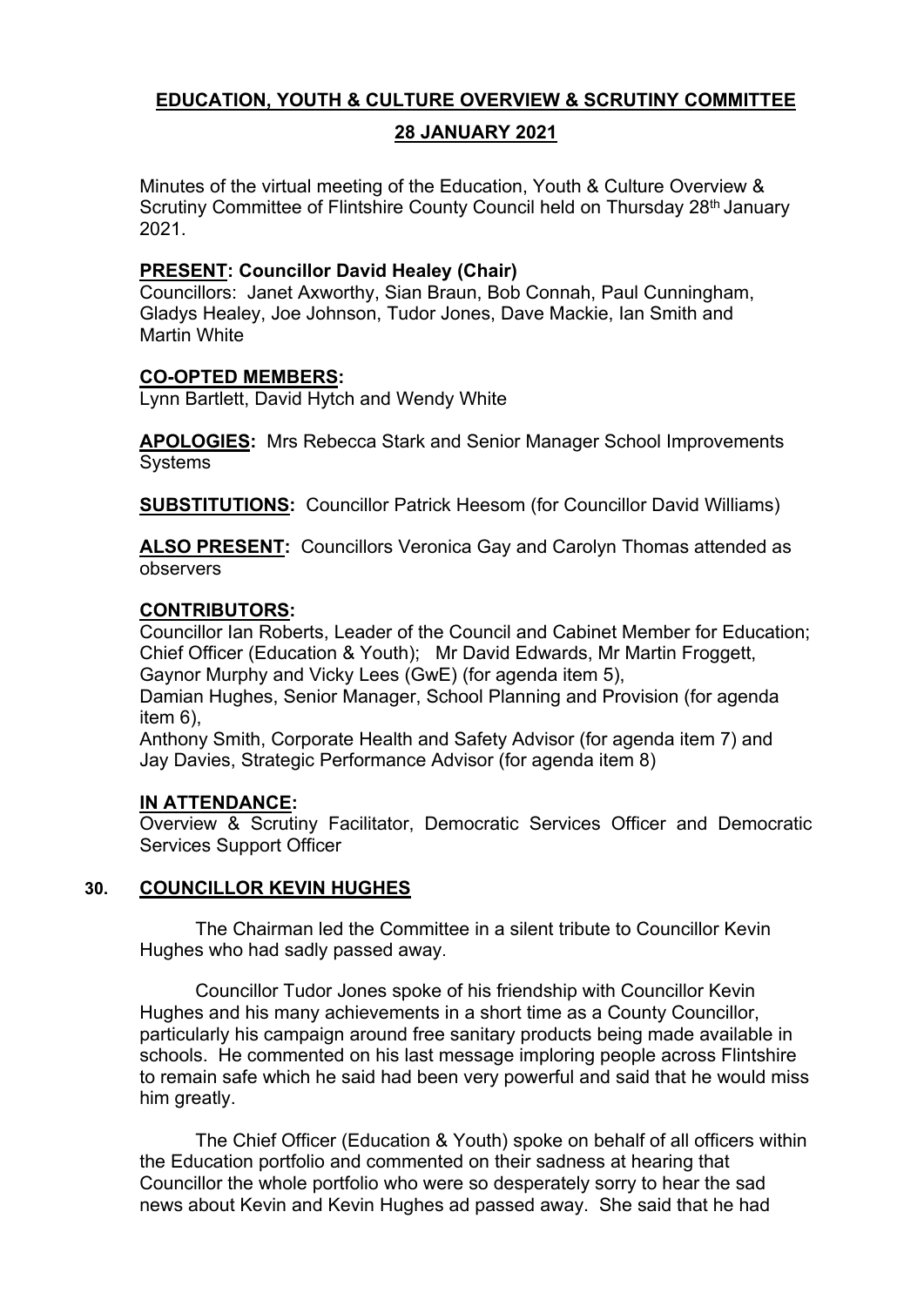# EDUCATION, YOUTH & CULTURE OVERVIEW & SCRUTINY COMMITTEE

## 28 JANUARY 2021

Minutes of the virtual meeting of the Education, Youth & Culture Overview & Scrutiny Committee of Flintshire County Council held on Thursday 28th January 2021.

**PRESENT: Councillor David Healey (Chair)**
Councillors: Janet Axworthy, Sian Braun, Bob Connah, Paul Cunningham, Gladys Healey, Joe Johnson, Tudor Jones, Dave Mackie, Ian Smith and Martin White

**CO-OPTED MEMBERS:**
Lynn Bartlett, David Hytch and Wendy White

**APOLOGIES:** Mrs Rebecca Stark and Senior Manager School Improvements Systems

**SUBSTITUTIONS:** Councillor Patrick Heesom (for Councillor David Williams)

**ALSO PRESENT:** Councillors Veronica Gay and Carolyn Thomas attended as observers

**CONTRIBUTORS:**
Councillor Ian Roberts, Leader of the Council and Cabinet Member for Education; Chief Officer (Education & Youth); Mr David Edwards, Mr Martin Froggett, Gaynor Murphy and Vicky Lees (GwE) (for agenda item 5),
Damian Hughes, Senior Manager, School Planning and Provision (for agenda item 6),
Anthony Smith, Corporate Health and Safety Advisor (for agenda item 7) and Jay Davies, Strategic Performance Advisor (for agenda item 8)

**IN ATTENDANCE:**
Overview & Scrutiny Facilitator, Democratic Services Officer and Democratic Services Support Officer

**30. COUNCILLOR KEVIN HUGHES**

The Chairman led the Committee in a silent tribute to Councillor Kevin Hughes who had sadly passed away.

Councillor Tudor Jones spoke of his friendship with Councillor Kevin Hughes and his many achievements in a short time as a County Councillor, particularly his campaign around free sanitary products being made available in schools. He commented on his last message imploring people across Flintshire to remain safe which he said had been very powerful and said that he would miss him greatly.

The Chief Officer (Education & Youth) spoke on behalf of all officers within the Education portfolio and commented on their sadness at hearing that Councillor the whole portfolio who were so desperately sorry to hear the sad news about Kevin and Kevin Hughes ad passed away. She said that he had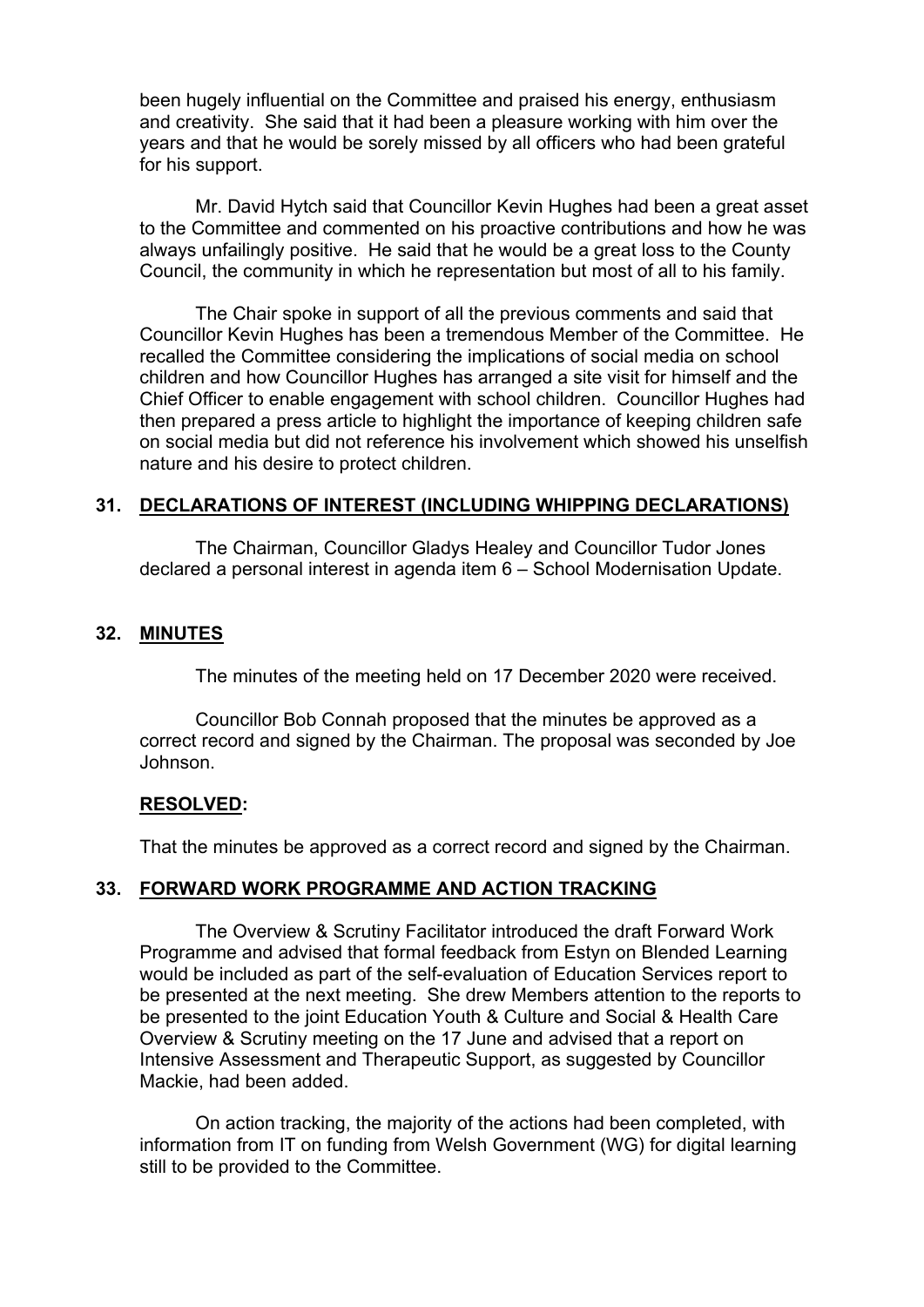been hugely influential on the Committee and praised his energy, enthusiasm and creativity. She said that it had been a pleasure working with him over the years and that he would be sorely missed by all officers who had been grateful for his support.

Mr. David Hytch said that Councillor Kevin Hughes had been a great asset to the Committee and commented on his proactive contributions and how he was always unfailingly positive. He said that he would be a great loss to the County Council, the community in which he representation but most of all to his family.

The Chair spoke in support of all the previous comments and said that Councillor Kevin Hughes has been a tremendous Member of the Committee. He recalled the Committee considering the implications of social media on school children and how Councillor Hughes has arranged a site visit for himself and the Chief Officer to enable engagement with school children. Councillor Hughes had then prepared a press article to highlight the importance of keeping children safe on social media but did not reference his involvement which showed his unselfish nature and his desire to protect children.

## 31. DECLARATIONS OF INTEREST (INCLUDING WHIPPING DECLARATIONS)

The Chairman, Councillor Gladys Healey and Councillor Tudor Jones declared a personal interest in agenda item 6 – School Modernisation Update.

## 32. MINUTES

The minutes of the meeting held on 17 December 2020 were received.

Councillor Bob Connah proposed that the minutes be approved as a correct record and signed by the Chairman. The proposal was seconded by Joe Johnson.

**RESOLVED:**

That the minutes be approved as a correct record and signed by the Chairman.

## 33. FORWARD WORK PROGRAMME AND ACTION TRACKING

The Overview & Scrutiny Facilitator introduced the draft Forward Work Programme and advised that formal feedback from Estyn on Blended Learning would be included as part of the self-evaluation of Education Services report to be presented at the next meeting. She drew Members attention to the reports to be presented to the joint Education Youth & Culture and Social & Health Care Overview & Scrutiny meeting on the 17 June and advised that a report on Intensive Assessment and Therapeutic Support, as suggested by Councillor Mackie, had been added.

On action tracking, the majority of the actions had been completed, with information from IT on funding from Welsh Government (WG) for digital learning still to be provided to the Committee.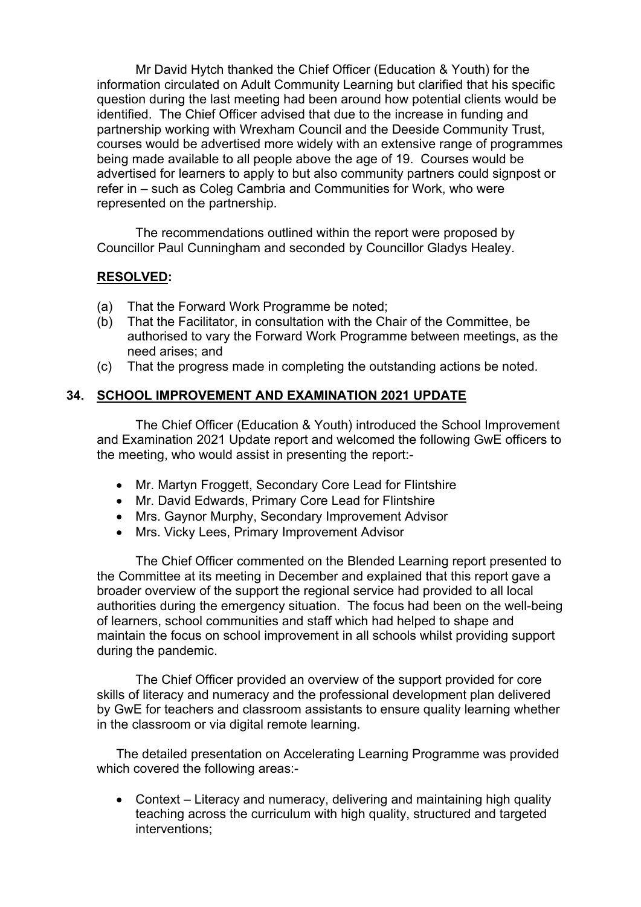Mr David Hytch thanked the Chief Officer (Education & Youth) for the information circulated on Adult Community Learning but clarified that his specific question during the last meeting had been around how potential clients would be identified. The Chief Officer advised that due to the increase in funding and partnership working with Wrexham Council and the Deeside Community Trust, courses would be advertised more widely with an extensive range of programmes being made available to all people above the age of 19. Courses would be advertised for learners to apply to but also community partners could signpost or refer in – such as Coleg Cambria and Communities for Work, who were represented on the partnership.

The recommendations outlined within the report were proposed by Councillor Paul Cunningham and seconded by Councillor Gladys Healey.

**RESOLVED:**

(a) That the Forward Work Programme be noted;
(b) That the Facilitator, in consultation with the Chair of the Committee, be authorised to vary the Forward Work Programme between meetings, as the need arises; and
(c) That the progress made in completing the outstanding actions be noted.

## 34. SCHOOL IMPROVEMENT AND EXAMINATION 2021 UPDATE

The Chief Officer (Education & Youth) introduced the School Improvement and Examination 2021 Update report and welcomed the following GwE officers to the meeting, who would assist in presenting the report:-

- Mr. Martyn Froggett, Secondary Core Lead for Flintshire
- Mr. David Edwards, Primary Core Lead for Flintshire
- Mrs. Gaynor Murphy, Secondary Improvement Advisor
- Mrs. Vicky Lees, Primary Improvement Advisor

The Chief Officer commented on the Blended Learning report presented to the Committee at its meeting in December and explained that this report gave a broader overview of the support the regional service had provided to all local authorities during the emergency situation. The focus had been on the well-being of learners, school communities and staff which had helped to shape and maintain the focus on school improvement in all schools whilst providing support during the pandemic.

The Chief Officer provided an overview of the support provided for core skills of literacy and numeracy and the professional development plan delivered by GwE for teachers and classroom assistants to ensure quality learning whether in the classroom or via digital remote learning.

The detailed presentation on Accelerating Learning Programme was provided which covered the following areas:-

- Context – Literacy and numeracy, delivering and maintaining high quality teaching across the curriculum with high quality, structured and targeted interventions;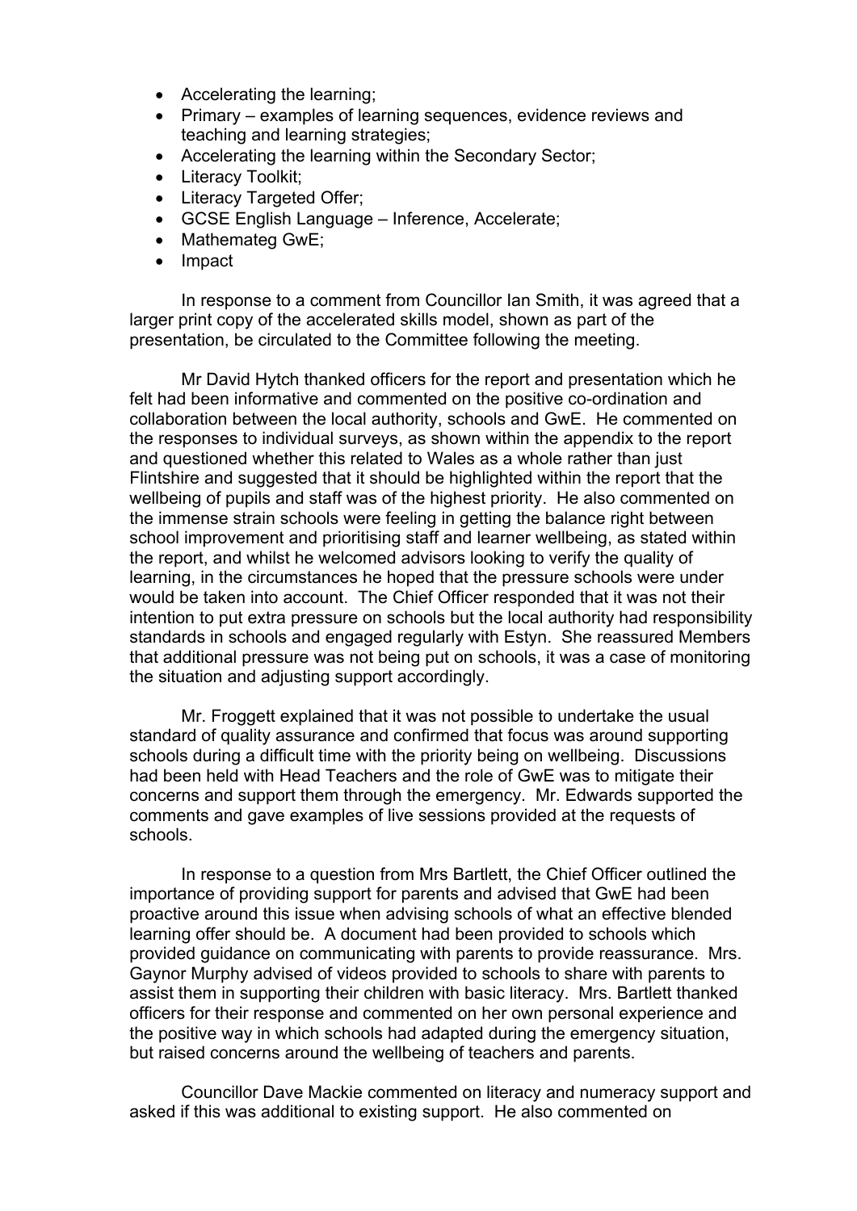- Accelerating the learning;
- Primary – examples of learning sequences, evidence reviews and teaching and learning strategies;
- Accelerating the learning within the Secondary Sector;
- Literacy Toolkit;
- Literacy Targeted Offer;
- GCSE English Language – Inference, Accelerate;
- Mathemateg GwE;
- Impact

In response to a comment from Councillor Ian Smith, it was agreed that a larger print copy of the accelerated skills model, shown as part of the presentation, be circulated to the Committee following the meeting.

Mr David Hytch thanked officers for the report and presentation which he felt had been informative and commented on the positive co-ordination and collaboration between the local authority, schools and GwE. He commented on the responses to individual surveys, as shown within the appendix to the report and questioned whether this related to Wales as a whole rather than just Flintshire and suggested that it should be highlighted within the report that the wellbeing of pupils and staff was of the highest priority. He also commented on the immense strain schools were feeling in getting the balance right between school improvement and prioritising staff and learner wellbeing, as stated within the report, and whilst he welcomed advisors looking to verify the quality of learning, in the circumstances he hoped that the pressure schools were under would be taken into account. The Chief Officer responded that it was not their intention to put extra pressure on schools but the local authority had responsibility standards in schools and engaged regularly with Estyn. She reassured Members that additional pressure was not being put on schools, it was a case of monitoring the situation and adjusting support accordingly.

Mr. Froggett explained that it was not possible to undertake the usual standard of quality assurance and confirmed that focus was around supporting schools during a difficult time with the priority being on wellbeing. Discussions had been held with Head Teachers and the role of GwE was to mitigate their concerns and support them through the emergency. Mr. Edwards supported the comments and gave examples of live sessions provided at the requests of schools.

In response to a question from Mrs Bartlett, the Chief Officer outlined the importance of providing support for parents and advised that GwE had been proactive around this issue when advising schools of what an effective blended learning offer should be. A document had been provided to schools which provided guidance on communicating with parents to provide reassurance. Mrs. Gaynor Murphy advised of videos provided to schools to share with parents to assist them in supporting their children with basic literacy. Mrs. Bartlett thanked officers for their response and commented on her own personal experience and the positive way in which schools had adapted during the emergency situation, but raised concerns around the wellbeing of teachers and parents.

Councillor Dave Mackie commented on literacy and numeracy support and asked if this was additional to existing support. He also commented on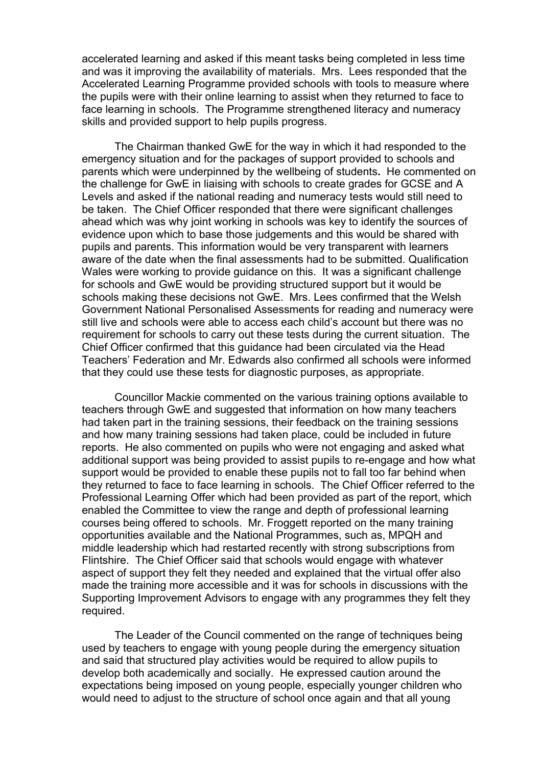accelerated learning and asked if this meant tasks being completed in less time and was it improving the availability of materials. Mrs. Lees responded that the Accelerated Learning Programme provided schools with tools to measure where the pupils were with their online learning to assist when they returned to face to face learning in schools. The Programme strengthened literacy and numeracy skills and provided support to help pupils progress.

The Chairman thanked GwE for the way in which it had responded to the emergency situation and for the packages of support provided to schools and parents which were underpinned by the wellbeing of students**.** He commented on the challenge for GwE in liaising with schools to create grades for GCSE and A Levels and asked if the national reading and numeracy tests would still need to be taken. The Chief Officer responded that there were significant challenges ahead which was why joint working in schools was key to identify the sources of evidence upon which to base those judgements and this would be shared with pupils and parents. This information would be very transparent with learners aware of the date when the final assessments had to be submitted. Qualification Wales were working to provide guidance on this. It was a significant challenge for schools and GwE would be providing structured support but it would be schools making these decisions not GwE. Mrs. Lees confirmed that the Welsh Government National Personalised Assessments for reading and numeracy were still live and schools were able to access each child's account but there was no requirement for schools to carry out these tests during the current situation. The Chief Officer confirmed that this guidance had been circulated via the Head Teachers' Federation and Mr. Edwards also confirmed all schools were informed that they could use these tests for diagnostic purposes, as appropriate.

Councillor Mackie commented on the various training options available to teachers through GwE and suggested that information on how many teachers had taken part in the training sessions, their feedback on the training sessions and how many training sessions had taken place, could be included in future reports. He also commented on pupils who were not engaging and asked what additional support was being provided to assist pupils to re-engage and how what support would be provided to enable these pupils not to fall too far behind when they returned to face to face learning in schools. The Chief Officer referred to the Professional Learning Offer which had been provided as part of the report, which enabled the Committee to view the range and depth of professional learning courses being offered to schools. Mr. Froggett reported on the many training opportunities available and the National Programmes, such as, MPQH and middle leadership which had restarted recently with strong subscriptions from Flintshire. The Chief Officer said that schools would engage with whatever aspect of support they felt they needed and explained that the virtual offer also made the training more accessible and it was for schools in discussions with the Supporting Improvement Advisors to engage with any programmes they felt they required.

The Leader of the Council commented on the range of techniques being used by teachers to engage with young people during the emergency situation and said that structured play activities would be required to allow pupils to develop both academically and socially. He expressed caution around the expectations being imposed on young people, especially younger children who would need to adjust to the structure of school once again and that all young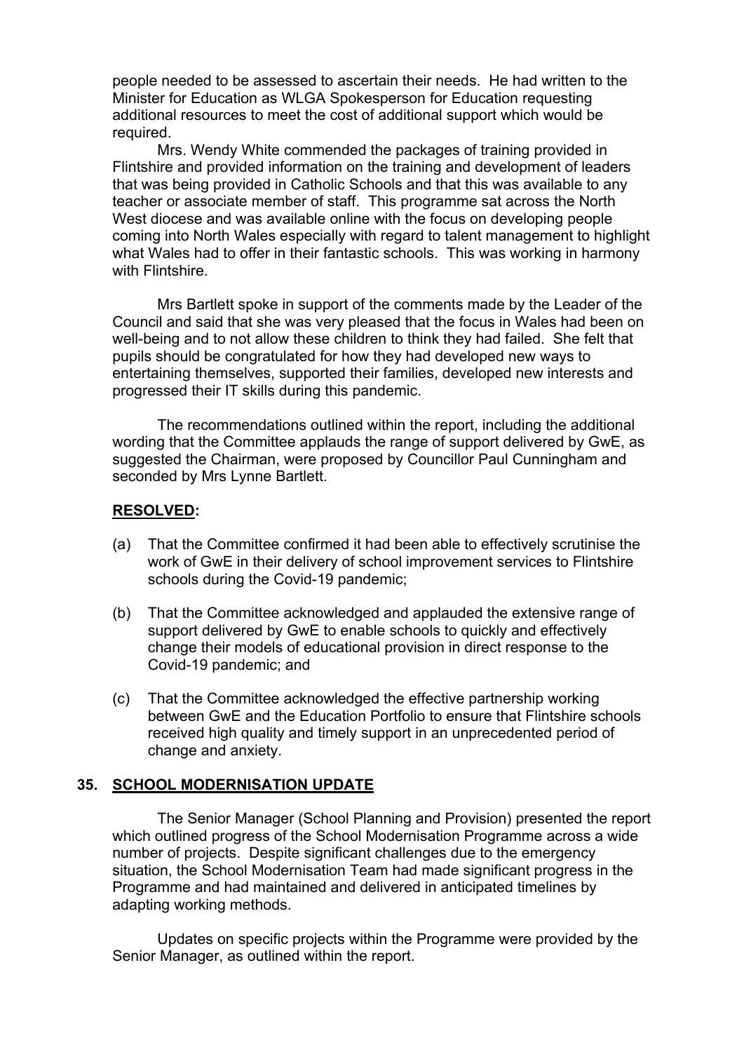people needed to be assessed to ascertain their needs. He had written to the Minister for Education as WLGA Spokesperson for Education requesting additional resources to meet the cost of additional support which would be required.

Mrs. Wendy White commended the packages of training provided in Flintshire and provided information on the training and development of leaders that was being provided in Catholic Schools and that this was available to any teacher or associate member of staff. This programme sat across the North West diocese and was available online with the focus on developing people coming into North Wales especially with regard to talent management to highlight what Wales had to offer in their fantastic schools. This was working in harmony with Flintshire.

Mrs Bartlett spoke in support of the comments made by the Leader of the Council and said that she was very pleased that the focus in Wales had been on well-being and to not allow these children to think they had failed. She felt that pupils should be congratulated for how they had developed new ways to entertaining themselves, supported their families, developed new interests and progressed their IT skills during this pandemic.

The recommendations outlined within the report, including the additional wording that the Committee applauds the range of support delivered by GwE, as suggested the Chairman, were proposed by Councillor Paul Cunningham and seconded by Mrs Lynne Bartlett.

**RESOLVED:**

(a) That the Committee confirmed it had been able to effectively scrutinise the work of GwE in their delivery of school improvement services to Flintshire schools during the Covid-19 pandemic;

(b) That the Committee acknowledged and applauded the extensive range of support delivered by GwE to enable schools to quickly and effectively change their models of educational provision in direct response to the Covid-19 pandemic; and

(c) That the Committee acknowledged the effective partnership working between GwE and the Education Portfolio to ensure that Flintshire schools received high quality and timely support in an unprecedented period of change and anxiety.

## 35. SCHOOL MODERNISATION UPDATE

The Senior Manager (School Planning and Provision) presented the report which outlined progress of the School Modernisation Programme across a wide number of projects. Despite significant challenges due to the emergency situation, the School Modernisation Team had made significant progress in the Programme and had maintained and delivered in anticipated timelines by adapting working methods.

Updates on specific projects within the Programme were provided by the Senior Manager, as outlined within the report.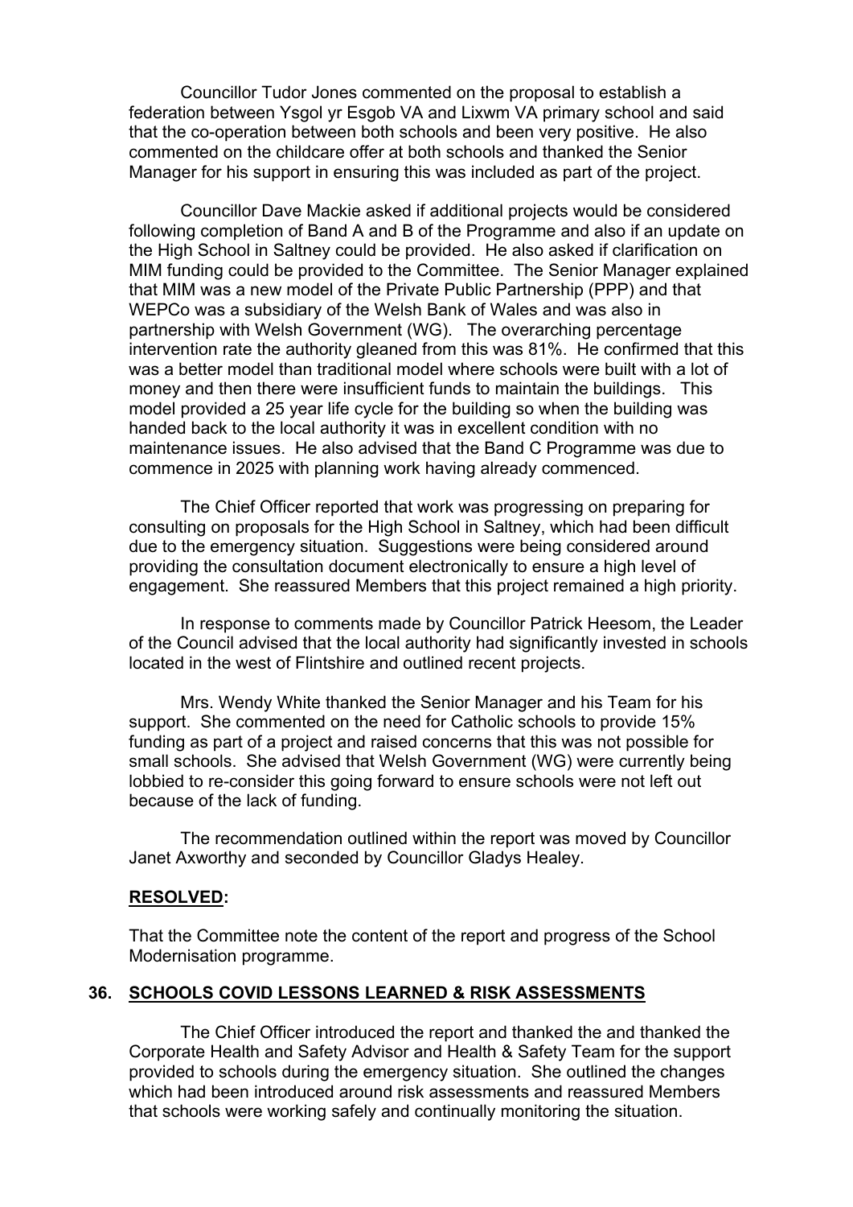Councillor Tudor Jones commented on the proposal to establish a federation between Ysgol yr Esgob VA and Lixwm VA primary school and said that the co-operation between both schools and been very positive. He also commented on the childcare offer at both schools and thanked the Senior Manager for his support in ensuring this was included as part of the project.

Councillor Dave Mackie asked if additional projects would be considered following completion of Band A and B of the Programme and also if an update on the High School in Saltney could be provided. He also asked if clarification on MIM funding could be provided to the Committee. The Senior Manager explained that MIM was a new model of the Private Public Partnership (PPP) and that WEPCo was a subsidiary of the Welsh Bank of Wales and was also in partnership with Welsh Government (WG). The overarching percentage intervention rate the authority gleaned from this was 81%. He confirmed that this was a better model than traditional model where schools were built with a lot of money and then there were insufficient funds to maintain the buildings. This model provided a 25 year life cycle for the building so when the building was handed back to the local authority it was in excellent condition with no maintenance issues. He also advised that the Band C Programme was due to commence in 2025 with planning work having already commenced.

The Chief Officer reported that work was progressing on preparing for consulting on proposals for the High School in Saltney, which had been difficult due to the emergency situation. Suggestions were being considered around providing the consultation document electronically to ensure a high level of engagement. She reassured Members that this project remained a high priority.

In response to comments made by Councillor Patrick Heesom, the Leader of the Council advised that the local authority had significantly invested in schools located in the west of Flintshire and outlined recent projects.

Mrs. Wendy White thanked the Senior Manager and his Team for his support. She commented on the need for Catholic schools to provide 15% funding as part of a project and raised concerns that this was not possible for small schools. She advised that Welsh Government (WG) were currently being lobbied to re-consider this going forward to ensure schools were not left out because of the lack of funding.

The recommendation outlined within the report was moved by Councillor Janet Axworthy and seconded by Councillor Gladys Healey.

**RESOLVED:**

That the Committee note the content of the report and progress of the School Modernisation programme.

## 36. SCHOOLS COVID LESSONS LEARNED & RISK ASSESSMENTS

The Chief Officer introduced the report and thanked the and thanked the Corporate Health and Safety Advisor and Health & Safety Team for the support provided to schools during the emergency situation. She outlined the changes which had been introduced around risk assessments and reassured Members that schools were working safely and continually monitoring the situation.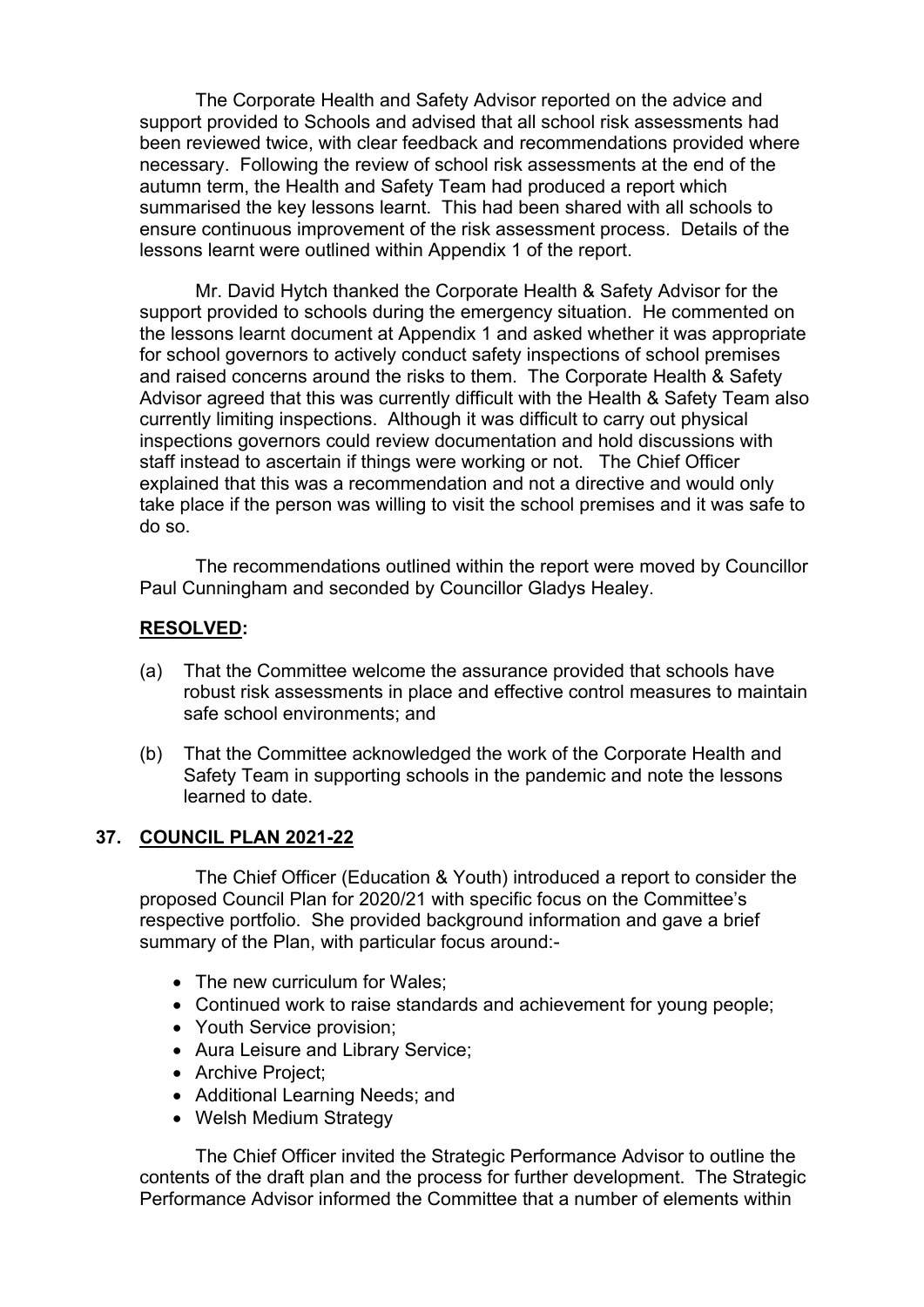The Corporate Health and Safety Advisor reported on the advice and support provided to Schools and advised that all school risk assessments had been reviewed twice, with clear feedback and recommendations provided where necessary. Following the review of school risk assessments at the end of the autumn term, the Health and Safety Team had produced a report which summarised the key lessons learnt. This had been shared with all schools to ensure continuous improvement of the risk assessment process. Details of the lessons learnt were outlined within Appendix 1 of the report.

Mr. David Hytch thanked the Corporate Health & Safety Advisor for the support provided to schools during the emergency situation. He commented on the lessons learnt document at Appendix 1 and asked whether it was appropriate for school governors to actively conduct safety inspections of school premises and raised concerns around the risks to them. The Corporate Health & Safety Advisor agreed that this was currently difficult with the Health & Safety Team also currently limiting inspections. Although it was difficult to carry out physical inspections governors could review documentation and hold discussions with staff instead to ascertain if things were working or not. The Chief Officer explained that this was a recommendation and not a directive and would only take place if the person was willing to visit the school premises and it was safe to do so.

The recommendations outlined within the report were moved by Councillor Paul Cunningham and seconded by Councillor Gladys Healey.

**RESOLVED:**

(a) That the Committee welcome the assurance provided that schools have robust risk assessments in place and effective control measures to maintain safe school environments; and

(b) That the Committee acknowledged the work of the Corporate Health and Safety Team in supporting schools in the pandemic and note the lessons learned to date.

## 37. COUNCIL PLAN 2021-22

The Chief Officer (Education & Youth) introduced a report to consider the proposed Council Plan for 2020/21 with specific focus on the Committee's respective portfolio. She provided background information and gave a brief summary of the Plan, with particular focus around:-

- The new curriculum for Wales;
- Continued work to raise standards and achievement for young people;
- Youth Service provision;
- Aura Leisure and Library Service;
- Archive Project;
- Additional Learning Needs; and
- Welsh Medium Strategy

The Chief Officer invited the Strategic Performance Advisor to outline the contents of the draft plan and the process for further development. The Strategic Performance Advisor informed the Committee that a number of elements within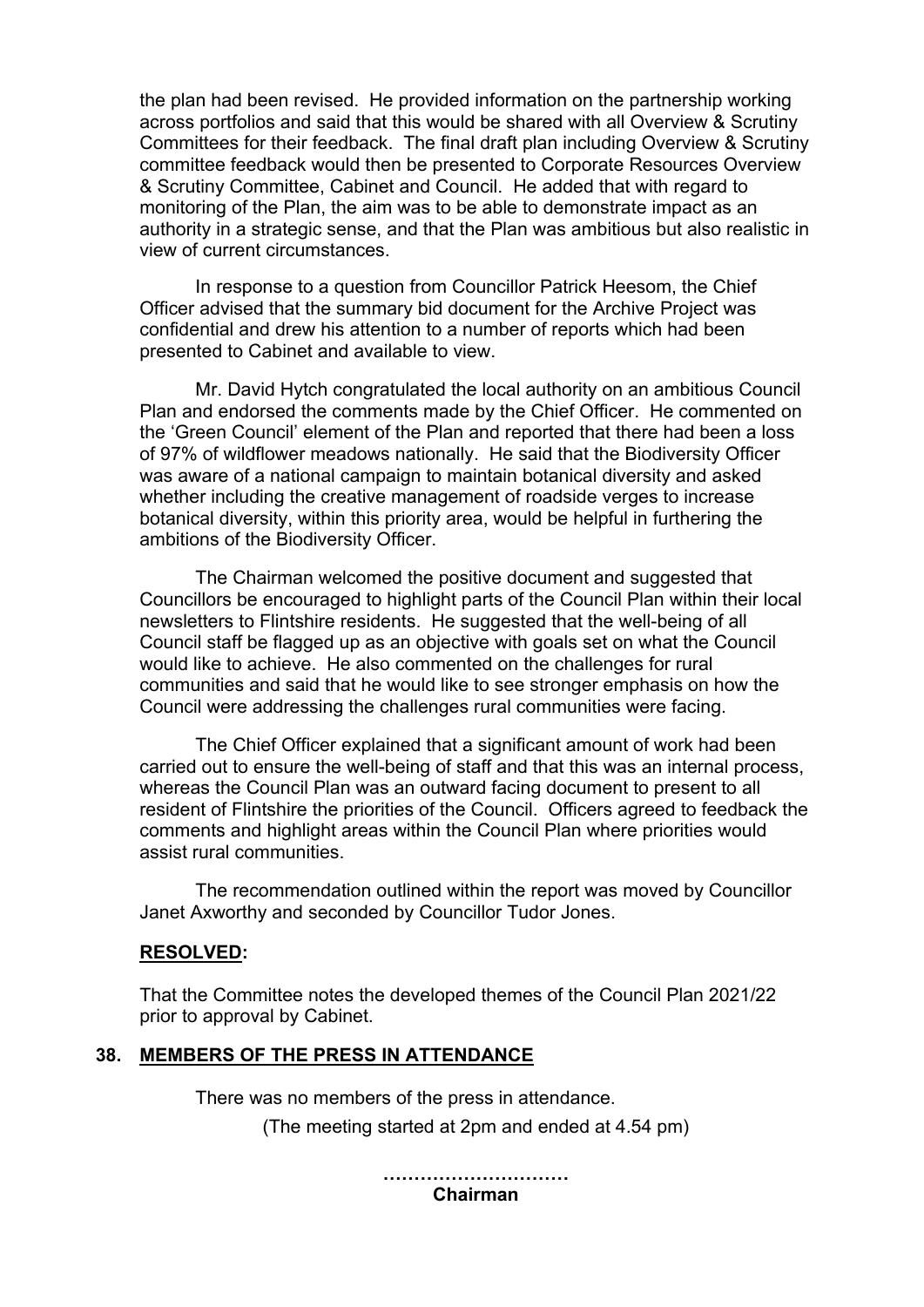the plan had been revised. He provided information on the partnership working across portfolios and said that this would be shared with all Overview & Scrutiny Committees for their feedback. The final draft plan including Overview & Scrutiny committee feedback would then be presented to Corporate Resources Overview & Scrutiny Committee, Cabinet and Council. He added that with regard to monitoring of the Plan, the aim was to be able to demonstrate impact as an authority in a strategic sense, and that the Plan was ambitious but also realistic in view of current circumstances.

In response to a question from Councillor Patrick Heesom, the Chief Officer advised that the summary bid document for the Archive Project was confidential and drew his attention to a number of reports which had been presented to Cabinet and available to view.

Mr. David Hytch congratulated the local authority on an ambitious Council Plan and endorsed the comments made by the Chief Officer. He commented on the 'Green Council' element of the Plan and reported that there had been a loss of 97% of wildflower meadows nationally. He said that the Biodiversity Officer was aware of a national campaign to maintain botanical diversity and asked whether including the creative management of roadside verges to increase botanical diversity, within this priority area, would be helpful in furthering the ambitions of the Biodiversity Officer.

The Chairman welcomed the positive document and suggested that Councillors be encouraged to highlight parts of the Council Plan within their local newsletters to Flintshire residents. He suggested that the well-being of all Council staff be flagged up as an objective with goals set on what the Council would like to achieve. He also commented on the challenges for rural communities and said that he would like to see stronger emphasis on how the Council were addressing the challenges rural communities were facing.

The Chief Officer explained that a significant amount of work had been carried out to ensure the well-being of staff and that this was an internal process, whereas the Council Plan was an outward facing document to present to all resident of Flintshire the priorities of the Council. Officers agreed to feedback the comments and highlight areas within the Council Plan where priorities would assist rural communities.

The recommendation outlined within the report was moved by Councillor Janet Axworthy and seconded by Councillor Tudor Jones.

**RESOLVED:**

That the Committee notes the developed themes of the Council Plan 2021/22 prior to approval by Cabinet.

## 38. MEMBERS OF THE PRESS IN ATTENDANCE

There was no members of the press in attendance.

(The meeting started at 2pm and ended at 4.54 pm)

…………………………
**Chairman**